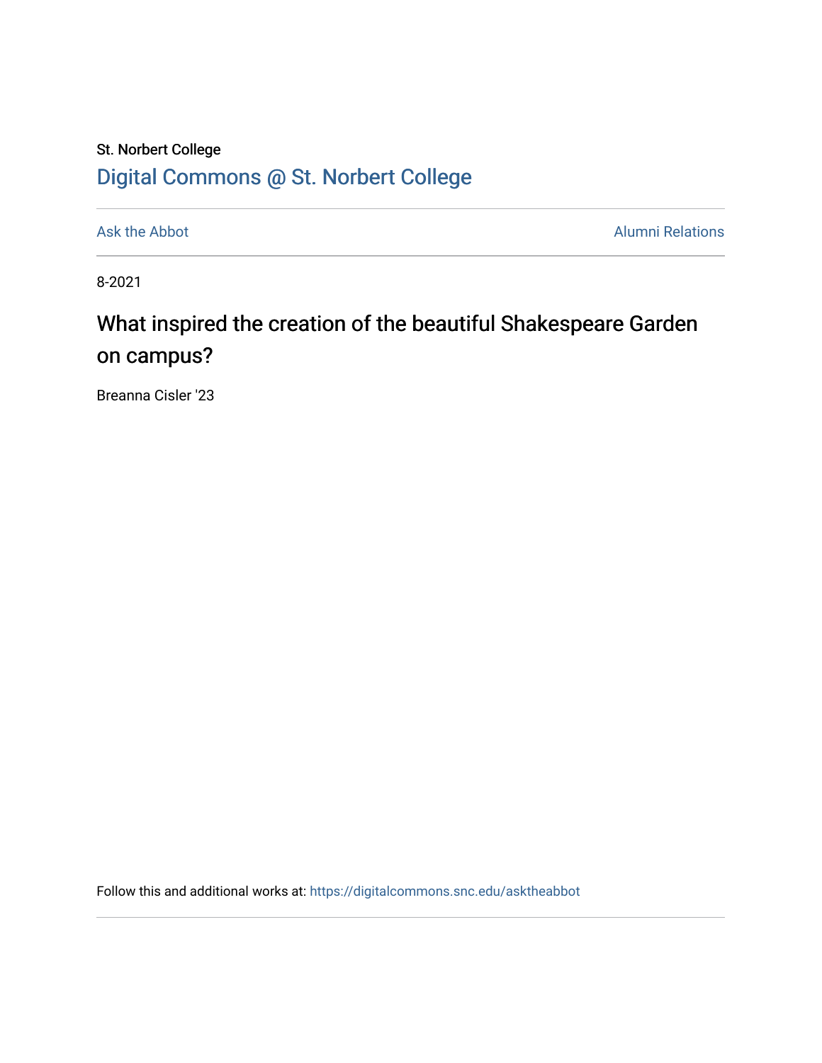St. Norbert College

[Digital Commons @ St. Norbert College](https://digitalcommons.snc.edu)

Ask the Abbot | Alumni Relations

8-2021

# What inspired the creation of the beautiful Shakespeare Garden on campus?

Breanna Cisler '23

Follow this and additional works at: https://digitalcommons.snc.edu/asktheabbot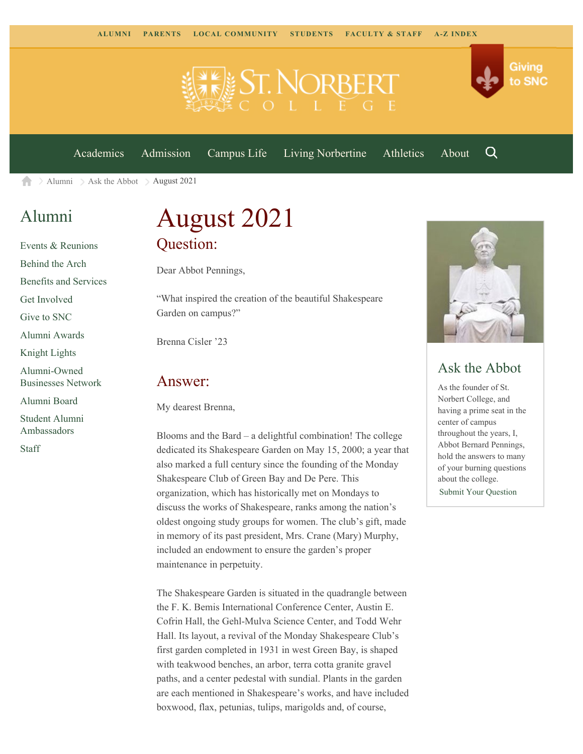ALUMNI PARENTS LOCAL COMMUNITY STUDENTS FACULTY & STAFF A-Z INDEX

Giving to SNC

Academics Admission Campus Life Living Norbertine Athletics About

Alumni > Ask the Abbot > August 2021

## Alumni

- Events & Reunions
- Behind the Arch
- Benefits and Services
- Get Involved
- Give to SNC
- Alumni Awards
- Knight Lights
- Alumni-Owned Businesses Network
- Alumni Board
- Student Alumni Ambassadors
- Staff

# August 2021

## Question:

Dear Abbot Pennings,

"What inspired the creation of the beautiful Shakespeare Garden on campus?"

Brenna Cisler '23

## Answer:

My dearest Brenna,

Blooms and the Bard – a delightful combination! The college dedicated its Shakespeare Garden on May 15, 2000; a year that also marked a full century since the founding of the Monday Shakespeare Club of Green Bay and De Pere. This organization, which has historically met on Mondays to discuss the works of Shakespeare, ranks among the nation's oldest ongoing study groups for women. The club's gift, made in memory of its past president, Mrs. Crane (Mary) Murphy, included an endowment to ensure the garden's proper maintenance in perpetuity.

The Shakespeare Garden is situated in the quadrangle between the F. K. Bemis International Conference Center, Austin E. Cofrin Hall, the Gehl-Mulva Science Center, and Todd Wehr Hall. Its layout, a revival of the Monday Shakespeare Club's first garden completed in 1931 in west Green Bay, is shaped with teakwood benches, an arbor, terra cotta granite gravel paths, and a center pedestal with sundial. Plants in the garden are each mentioned in Shakespeare's works, and have included boxwood, flax, petunias, tulips, marigolds and, of course,

## Ask the Abbot

As the founder of St. Norbert College, and having a prime seat in the center of campus throughout the years, I, Abbot Bernard Pennings, hold the answers to many of your burning questions about the college.

Submit Your Question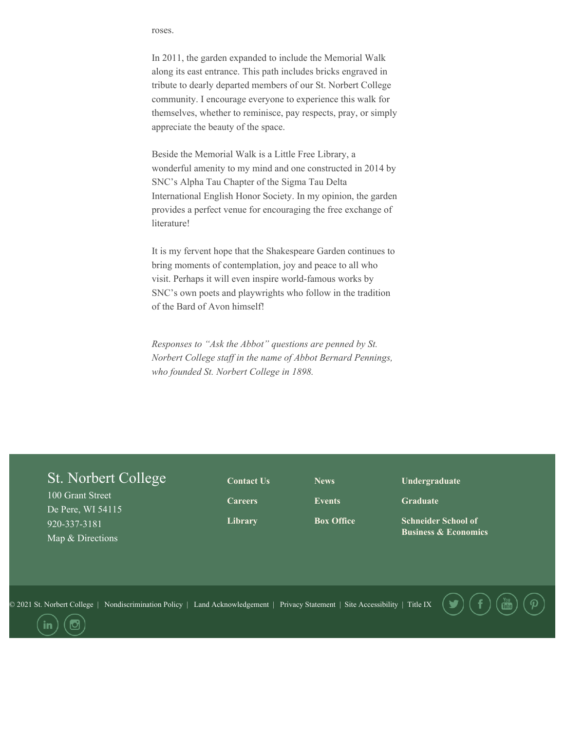roses.

In 2011, the garden expanded to include the Memorial Walk along its east entrance. This path includes bricks engraved in tribute to dearly departed members of our St. Norbert College community. I encourage everyone to experience this walk for themselves, whether to reminisce, pay respects, pray, or simply appreciate the beauty of the space.

Beside the Memorial Walk is a Little Free Library, a wonderful amenity to my mind and one constructed in 2014 by SNC's Alpha Tau Chapter of the Sigma Tau Delta International English Honor Society. In my opinion, the garden provides a perfect venue for encouraging the free exchange of literature!

It is my fervent hope that the Shakespeare Garden continues to bring moments of contemplation, joy and peace to all who visit. Perhaps it will even inspire world-famous works by SNC's own poets and playwrights who follow in the tradition of the Bard of Avon himself!

*Responses to "Ask the Abbot" questions are penned by St. Norbert College staff in the name of Abbot Bernard Pennings, who founded St. Norbert College in 1898.*

St. Norbert College
100 Grant Street
De Pere, WI 54115
920-337-3181
Map & Directions

**Contact Us**
**Careers**
**Library**
**News**
**Events**
**Box Office**
**Undergraduate**
**Graduate**
**Schneider School of Business & Economics**

© 2021 St. Norbert College | Nondiscrimination Policy | Land Acknowledgement | Privacy Statement | Site Accessibility | Title IX